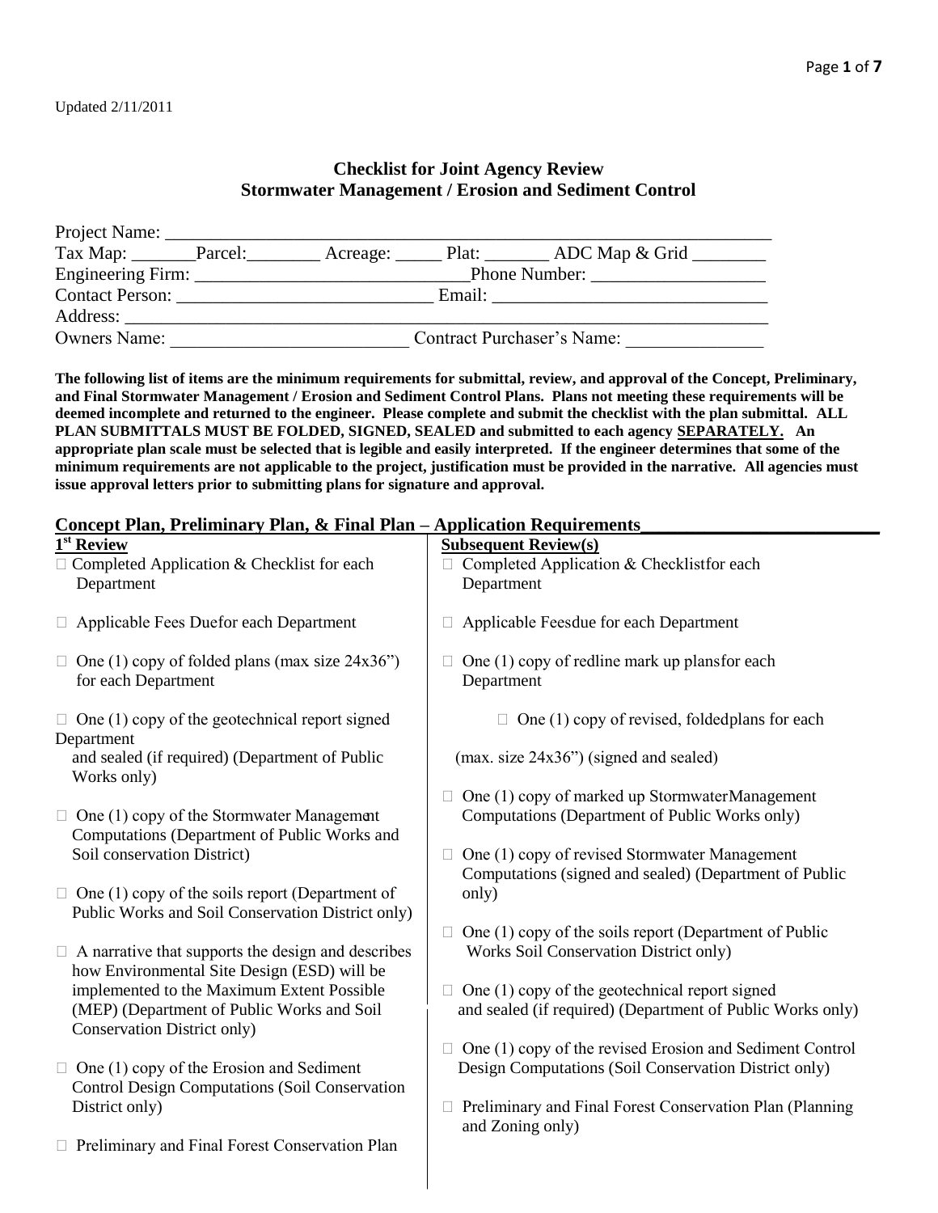Updated 2/11/2011

## Checklist for Joint Agency Review
## Stormwater Management / Erosion and Sediment Control

Project Name: ____________________________________________________________

Tax Map: _______Parcel:________ Acreage: _____ Plat: _______ ADC Map & Grid ________

Engineering Firm: _____________________________Phone Number: __________________

Contact Person: ___________________________ Email: _____________________________

Address: _______________________________________________________________________

Owners Name: _________________________ Contract Purchaser's Name: _______________

**The following list of items are the minimum requirements for submittal, review, and approval of the Concept, Preliminary, and Final Stormwater Management / Erosion and Sediment Control Plans. Plans not meeting these requirements will be deemed incomplete and returned to the engineer. Please complete and submit the checklist with the plan submittal. ALL PLAN SUBMITTALS MUST BE FOLDED, SIGNED, SEALED and submitted to each agency <u>SEPARATELY.</u> An appropriate plan scale must be selected that is legible and easily interpreted. If the engineer determines that some of the minimum requirements are not applicable to the project, justification must be provided in the narrative. All agencies must issue approval letters prior to submitting plans for signature and approval.**

### Concept Plan, Preliminary Plan, & Final Plan – Application Requirements

**1st Review**

- ☐ Completed Application & Checklist for each Department
- ☐ Applicable Fees Duefor each Department
- ☐ One (1) copy of folded plans (max size 24x36") for each Department
- ☐ One (1) copy of the geotechnical report signed Department and sealed (if required) (Department of Public Works only)
- ☐ One (1) copy of the Stormwater Management Computations (Department of Public Works and Soil conservation District)
- ☐ One (1) copy of the soils report (Department of Public Works and Soil Conservation District only)
- ☐ A narrative that supports the design and describes how Environmental Site Design (ESD) will be implemented to the Maximum Extent Possible (MEP) (Department of Public Works and Soil Conservation District only)
- ☐ One (1) copy of the Erosion and Sediment Control Design Computations (Soil Conservation District only)
- ☐ Preliminary and Final Forest Conservation Plan

**Subsequent Review(s)**

- ☐ Completed Application & Checklistfor each Department
- ☐ Applicable Feesdue for each Department
- ☐ One (1) copy of redline mark up plansfor each Department
- ☐ One (1) copy of revised, foldedplans for each (max. size 24x36") (signed and sealed)
- ☐ One (1) copy of marked up StormwaterManagement Computations (Department of Public Works only)
- ☐ One (1) copy of revised Stormwater Management Computations (signed and sealed) (Department of Public only)
- ☐ One (1) copy of the soils report (Department of Public Works Soil Conservation District only)
- ☐ One (1) copy of the geotechnical report signed and sealed (if required) (Department of Public Works only)
- ☐ One (1) copy of the revised Erosion and Sediment Control Design Computations (Soil Conservation District only)
- ☐ Preliminary and Final Forest Conservation Plan (Planning and Zoning only)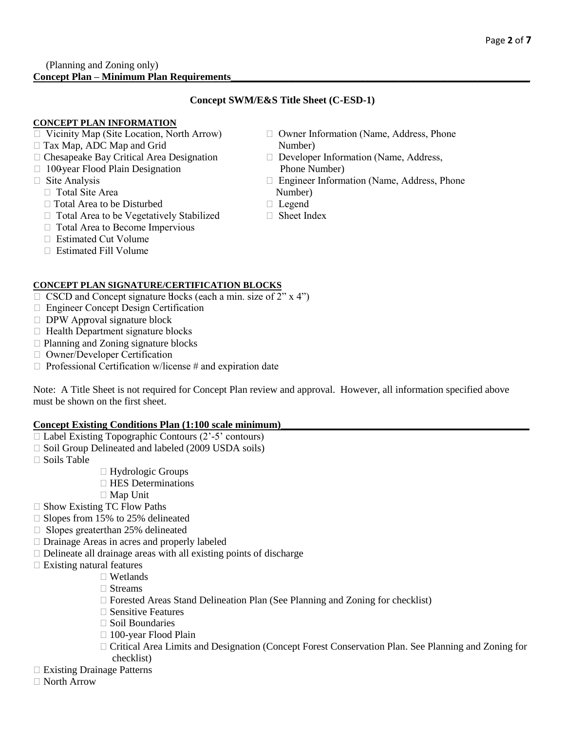(Planning and Zoning only)

**Concept Plan – Minimum Plan Requirements**

**Concept SWM/E&S Title Sheet (C-ESD-1)**

**CONCEPT PLAN INFORMATION**

- ☐ Vicinity Map (Site Location, North Arrow)
- ☐ Tax Map, ADC Map and Grid
- ☐ Chesapeake Bay Critical Area Designation
- ☐ 100-year Flood Plain Designation
- ☐ Site Analysis
  - ☐ Total Site Area
  - ☐ Total Area to be Disturbed
  - ☐ Total Area to be Vegetatively Stabilized
  - ☐ Total Area to Become Impervious
  - ☐ Estimated Cut Volume
  - ☐ Estimated Fill Volume
- ☐ Owner Information (Name, Address, Phone Number)
- ☐ Developer Information (Name, Address, Phone Number)
- ☐ Engineer Information (Name, Address, Phone Number)
- ☐ Legend
- ☐ Sheet Index

**CONCEPT PLAN SIGNATURE/CERTIFICATION BLOCKS**

- ☐ CSCD and Concept signature blocks (each a min. size of 2" x 4")
- ☐ Engineer Concept Design Certification
- ☐ DPW Approval signature block
- ☐ Health Department signature blocks
- ☐ Planning and Zoning signature blocks
- ☐ Owner/Developer Certification
- ☐ Professional Certification w/license # and expiration date

Note: A Title Sheet is not required for Concept Plan review and approval. However, all information specified above must be shown on the first sheet.

**Concept Existing Conditions Plan (1:100 scale minimum)**

- ☐ Label Existing Topographic Contours (2'-5' contours)
- ☐ Soil Group Delineated and labeled (2009 USDA soils)
- ☐ Soils Table
  - ☐ Hydrologic Groups
  - ☐ HES Determinations
  - ☐ Map Unit
- ☐ Show Existing TC Flow Paths
- ☐ Slopes from 15% to 25% delineated
- ☐ Slopes greater than 25% delineated
- ☐ Drainage Areas in acres and properly labeled
- ☐ Delineate all drainage areas with all existing points of discharge
- ☐ Existing natural features
  - ☐ Wetlands
  - ☐ Streams
  - ☐ Forested Areas Stand Delineation Plan (See Planning and Zoning for checklist)
  - ☐ Sensitive Features
  - ☐ Soil Boundaries
  - ☐ 100-year Flood Plain
  - ☐ Critical Area Limits and Designation (Concept Forest Conservation Plan. See Planning and Zoning for checklist)
- ☐ Existing Drainage Patterns
- ☐ North Arrow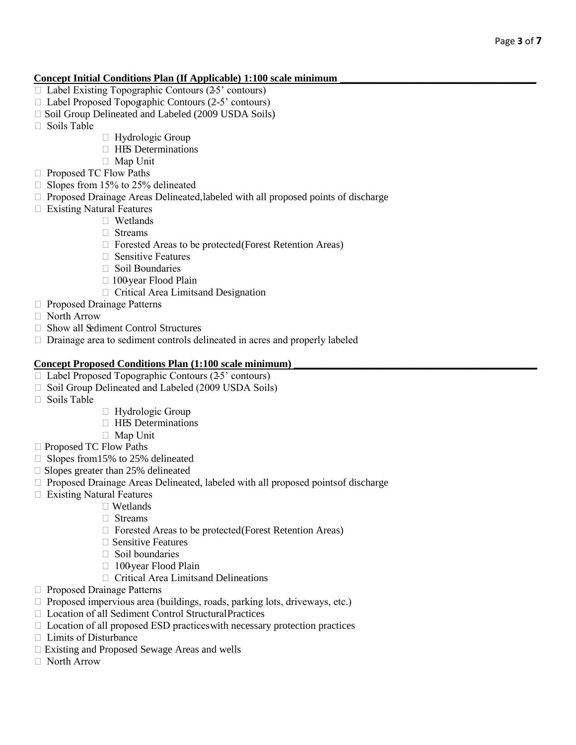**Concept Initial Conditions Plan (If Applicable) 1:100 scale minimum** ___________________________________

- ☐ Label Existing Topographic Contours (2-5' contours)
- ☐ Label Proposed Topographic Contours (2-5' contours)
- ☐ Soil Group Delineated and Labeled (2009 USDA Soils)
- ☐ Soils Table
  - ☐ Hydrologic Group
  - ☐ HES Determinations
  - ☐ Map Unit
- ☐ Proposed TC Flow Paths
- ☐ Slopes from 15% to 25% delineated
- ☐ Proposed Drainage Areas Delineated, labeled with all proposed points of discharge
- ☐ Existing Natural Features
  - ☐ Wetlands
  - ☐ Streams
  - ☐ Forested Areas to be protected (Forest Retention Areas)
  - ☐ Sensitive Features
  - ☐ Soil Boundaries
  - ☐ 100-year Flood Plain
  - ☐ Critical Area Limits and Designation
- ☐ Proposed Drainage Patterns
- ☐ North Arrow
- ☐ Show all Sediment Control Structures
- ☐ Drainage area to sediment controls delineated in acres and properly labeled

**Concept Proposed Conditions Plan (1:100 scale minimum)** ___________________________________________

- ☐ Label Proposed Topographic Contours (2-5' contours)
- ☐ Soil Group Delineated and Labeled (2009 USDA Soils)
- ☐ Soils Table
  - ☐ Hydrologic Group
  - ☐ HES Determinations
  - ☐ Map Unit
- ☐ Proposed TC Flow Paths
- ☐ Slopes from 15% to 25% delineated
- ☐ Slopes greater than 25% delineated
- ☐ Proposed Drainage Areas Delineated, labeled with all proposed points of discharge
- ☐ Existing Natural Features
  - ☐ Wetlands
  - ☐ Streams
  - ☐ Forested Areas to be protected (Forest Retention Areas)
  - ☐ Sensitive Features
  - ☐ Soil boundaries
  - ☐ 100-year Flood Plain
  - ☐ Critical Area Limits and Delineations
- ☐ Proposed Drainage Patterns
- ☐ Proposed impervious area (buildings, roads, parking lots, driveways, etc.)
- ☐ Location of all Sediment Control Structural Practices
- ☐ Location of all proposed ESD practices with necessary protection practices
- ☐ Limits of Disturbance
- ☐ Existing and Proposed Sewage Areas and wells
- ☐ North Arrow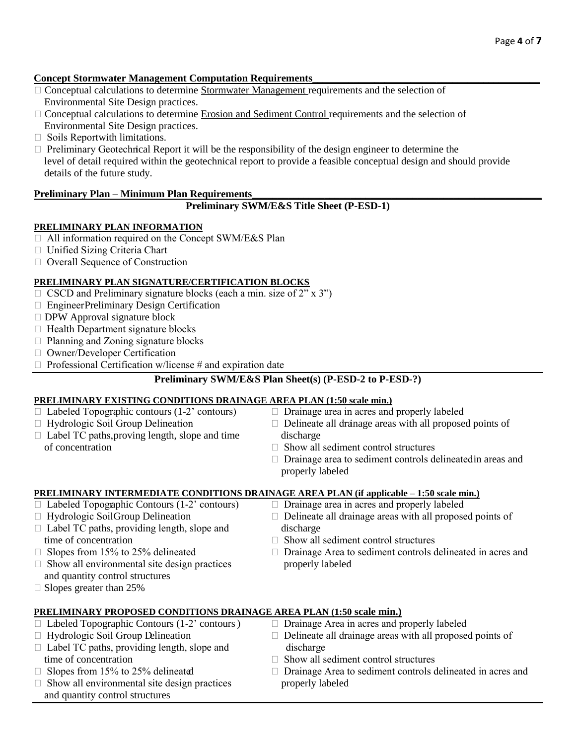**Concept Stormwater Management Computation Requirements**

- ☐ Conceptual calculations to determine Stormwater Management requirements and the selection of Environmental Site Design practices.
- ☐ Conceptual calculations to determine Erosion and Sediment Control requirements and the selection of Environmental Site Design practices.
- ☐ Soils Reportwith limitations.
- ☐ Preliminary Geotechnical Report it will be the responsibility of the design engineer to determine the level of detail required within the geotechnical report to provide a feasible conceptual design and should provide details of the future study.

**Preliminary Plan – Minimum Plan Requirements**

### Preliminary SWM/E&S Title Sheet (P-ESD-1)

**PRELIMINARY PLAN INFORMATION**

- ☐ All information required on the Concept SWM/E&S Plan
- ☐ Unified Sizing Criteria Chart
- ☐ Overall Sequence of Construction

**PRELIMINARY PLAN SIGNATURE/CERTIFICATION BLOCKS**

- ☐ CSCD and Preliminary signature blocks (each a min. size of 2" x 3")
- ☐ EngineerPreliminary Design Certification
- ☐ DPW Approval signature block
- ☐ Health Department signature blocks
- ☐ Planning and Zoning signature blocks
- ☐ Owner/Developer Certification
- ☐ Professional Certification w/license # and expiration date

### Preliminary SWM/E&S Plan Sheet(s) (P-ESD-2 to P-ESD-?)

**PRELIMINARY EXISTING CONDITIONS DRAINAGE AREA PLAN (1:50 scale min.)**

- ☐ Labeled Topographic contours (1-2' contours)
- ☐ Hydrologic Soil Group Delineation
- ☐ Label TC paths,proving length, slope and time of concentration
- ☐ Drainage area in acres and properly labeled
- ☐ Delineate all drainage areas with all proposed points of discharge
- ☐ Show all sediment control structures
- ☐ Drainage area to sediment controls delineatedin areas and properly labeled

**PRELIMINARY INTERMEDIATE CONDITIONS DRAINAGE AREA PLAN (if applicable – 1:50 scale min.)**

- ☐ Labeled Topographic Contours (1-2' contours)
- ☐ Hydrologic SoilGroup Delineation
- ☐ Label TC paths, providing length, slope and time of concentration
- ☐ Slopes from 15% to 25% delineated
- ☐ Show all environmental site design practices and quantity control structures
- ☐ Slopes greater than 25%
- ☐ Drainage area in acres and properly labeled
- ☐ Delineate all drainage areas with all proposed points of discharge
- ☐ Show all sediment control structures
- ☐ Drainage Area to sediment controls delineated in acres and properly labeled

**PRELIMINARY PROPOSED CONDITIONS DRAINAGE AREA PLAN (1:50 scale min.)**

- ☐ Labeled Topographic Contours (1-2' contours )
- ☐ Hydrologic Soil Group Delineation
- ☐ Label TC paths, providing length, slope and time of concentration
- ☐ Slopes from 15% to 25% delineated
- ☐ Show all environmental site design practices and quantity control structures
- ☐ Drainage Area in acres and properly labeled
- ☐ Delineate all drainage areas with all proposed points of discharge
- ☐ Show all sediment control structures
- ☐ Drainage Area to sediment controls delineated in acres and properly labeled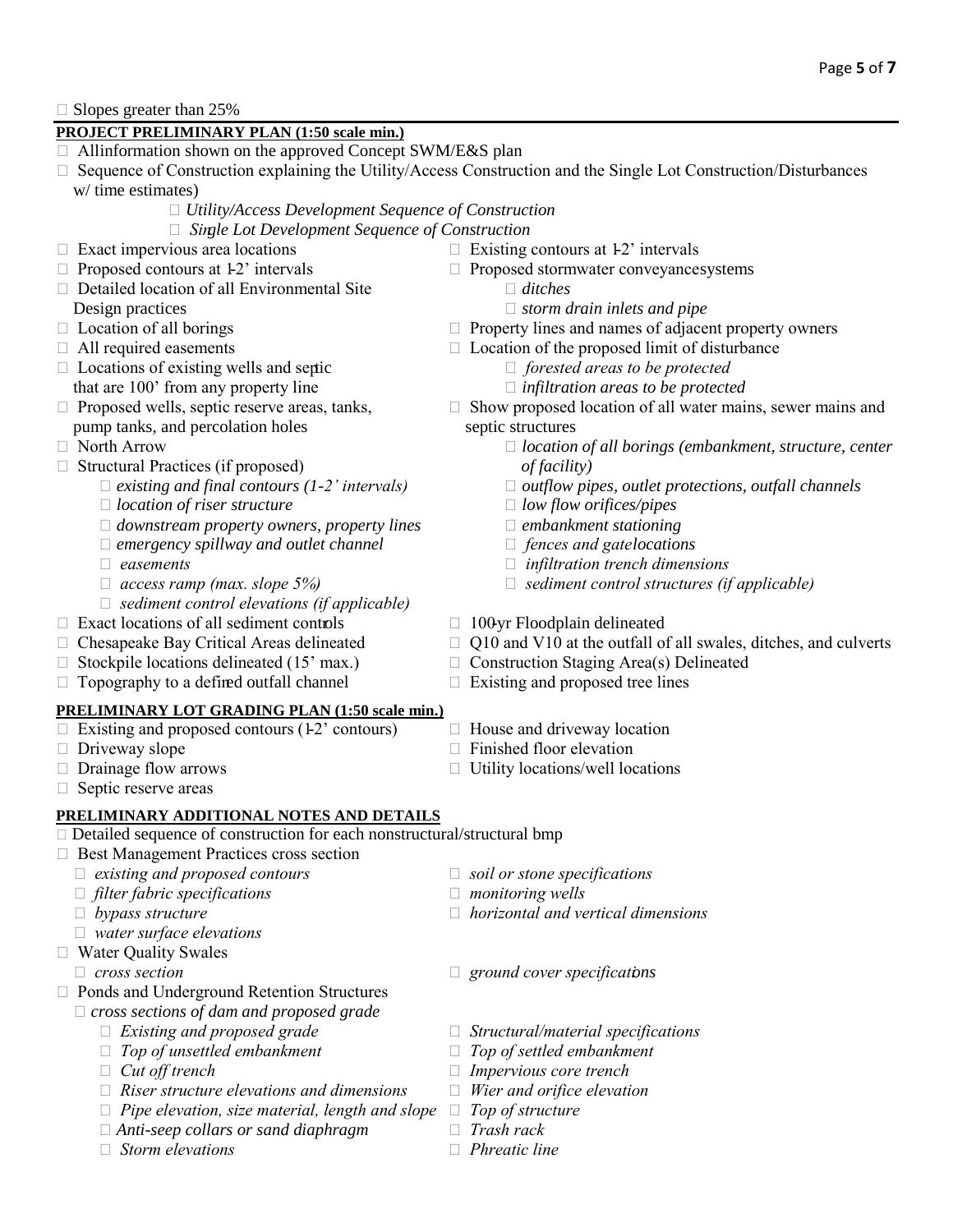- Slopes greater than 25%

**PROJECT PRELIMINARY PLAN (1:50 scale min.)**

- Allinformation shown on the approved Concept SWM/E&S plan
- Sequence of Construction explaining the Utility/Access Construction and the Single Lot Construction/Disturbances w/ time estimates)
  - *Utility/Access Development Sequence of Construction*
  - *Single Lot Development Sequence of Construction*
- Exact impervious area locations
- Proposed contours at 1-2' intervals
- Detailed location of all Environmental Site Design practices
- Location of all borings
- All required easements
- Locations of existing wells and septic that are 100' from any property line
- Proposed wells, septic reserve areas, tanks, pump tanks, and percolation holes
- North Arrow
- Structural Practices (if proposed)
  - *existing and final contours (1-2' intervals)*
  - *location of riser structure*
  - *downstream property owners, property lines*
  - *emergency spillway and outlet channel*
  - *easements*
  - *access ramp (max. slope 5%)*
  - *sediment control elevations (if applicable)*
- Existing contours at 1-2' intervals
- Proposed stormwater conveyancesystems
  - *ditches*
  - *storm drain inlets and pipe*
- Property lines and names of adjacent property owners
- Location of the proposed limit of disturbance
  - *forested areas to be protected*
  - *infiltration areas to be protected*
- Show proposed location of all water mains, sewer mains and septic structures
  - *location of all borings (embankment, structure, center of facility)*
  - *outflow pipes, outlet protections, outfall channels*
  - *low flow orifices/pipes*
  - *embankment stationing*
  - *fences and gatelocations*
  - *infiltration trench dimensions*
  - *sediment control structures (if applicable)*
- Exact locations of all sediment controls
- Chesapeake Bay Critical Areas delineated
- Stockpile locations delineated (15' max.)
- Topography to a defined outfall channel
- 100-yr Floodplain delineated
- Q10 and V10 at the outfall of all swales, ditches, and culverts
- Construction Staging Area(s) Delineated
- Existing and proposed tree lines

**PRELIMINARY LOT GRADING PLAN (1:50 scale min.)**

- Existing and proposed contours (1-2' contours)
- Driveway slope
- Drainage flow arrows
- Septic reserve areas
- House and driveway location
- Finished floor elevation
- Utility locations/well locations

**PRELIMINARY ADDITIONAL NOTES AND DETAILS**

- Detailed sequence of construction for each nonstructural/structural bmp
- Best Management Practices cross section
  - *existing and proposed contours*
  - *filter fabric specifications*
  - *bypass structure*
  - *water surface elevations*
  - *soil or stone specifications*
  - *monitoring wells*
  - *horizontal and vertical dimensions*
- Water Quality Swales
  - *cross section*
  - *ground cover specifications*
- Ponds and Underground Retention Structures
  - *cross sections of dam and proposed grade*
    - *Existing and proposed grade*
    - *Top of unsettled embankment*
    - *Cut off trench*
    - *Riser structure elevations and dimensions*
    - *Pipe elevation, size material, length and slope*
    - *Anti-seep collars or sand diaphragm*
    - *Storm elevations*
    - *Structural/material specifications*
    - *Top of settled embankment*
    - *Impervious core trench*
    - *Wier and orifice elevation*
    - *Top of structure*
    - *Trash rack*
    - *Phreatic line*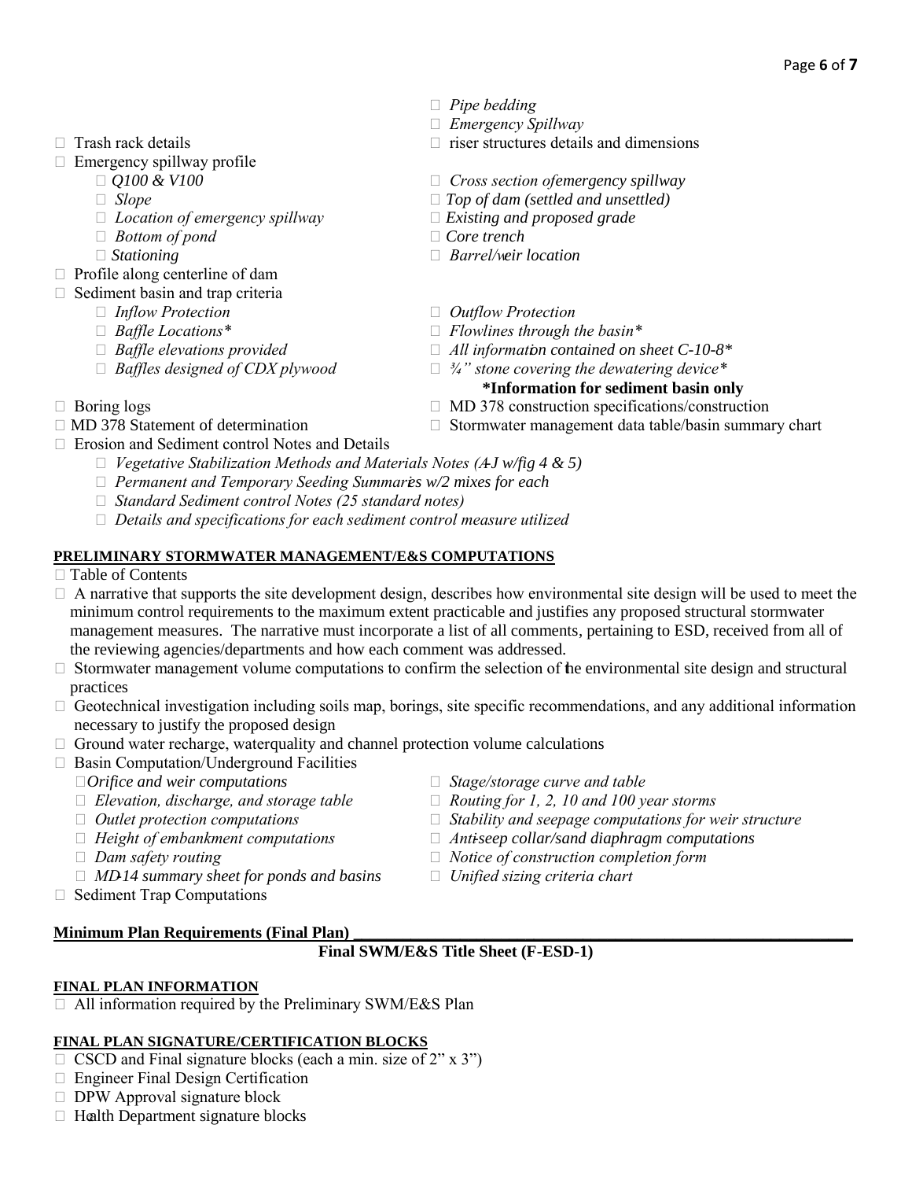- Trash rack details
- Emergency spillway profile
  - *Q100 & V100*
  - *Slope*
  - *Location of emergency spillway*
  - *Bottom of pond*
  - *Stationing*
- *Pipe bedding*
- *Emergency Spillway*
- riser structures details and dimensions
  - *Cross section of emergency spillway*
  - *Top of dam (settled and unsettled)*
  - *Existing and proposed grade*
  - *Core trench*
  - *Barrel/weir location*
- Profile along centerline of dam
- Sediment basin and trap criteria
  - *Inflow Protection*
  - *Baffle Locations**
  - *Baffle elevations provided*
  - *Baffles designed of CDX plywood*
  - *Outflow Protection*
  - *Flowlines through the basin**
  - *All information contained on sheet C-10-8**
  - *¾" stone covering the dewatering device**

  **\*Information for sediment basin only**
- Boring logs
- MD 378 Statement of determination
- MD 378 construction specifications/construction
- Stormwater management data table/basin summary chart
- Erosion and Sediment control Notes and Details
  - *Vegetative Stabilization Methods and Materials Notes (A-J w/fig 4 & 5)*
  - *Permanent and Temporary Seeding Summaries w/2 mixes for each*
  - *Standard Sediment control Notes (25 standard notes)*
  - *Details and specifications for each sediment control measure utilized*

**PRELIMINARY STORMWATER MANAGEMENT/E&S COMPUTATIONS**

- Table of Contents
- A narrative that supports the site development design, describes how environmental site design will be used to meet the minimum control requirements to the maximum extent practicable and justifies any proposed structural stormwater management measures. The narrative must incorporate a list of all comments, pertaining to ESD, received from all of the reviewing agencies/departments and how each comment was addressed.
- Stormwater management volume computations to confirm the selection of the environmental site design and structural practices
- Geotechnical investigation including soils map, borings, site specific recommendations, and any additional information necessary to justify the proposed design
- Ground water recharge, water quality and channel protection volume calculations
- Basin Computation/Underground Facilities
  - *Orifice and weir computations*
  - *Elevation, discharge, and storage table*
  - *Outlet protection computations*
  - *Height of embankment computations*
  - *Dam safety routing*
  - *MD-14 summary sheet for ponds and basins*
  - *Stage/storage curve and table*
  - *Routing for 1, 2, 10 and 100 year storms*
  - *Stability and seepage computations for weir structure*
  - *Anti-seep collar/sand diaphragm computations*
  - *Notice of construction completion form*
  - *Unified sizing criteria chart*
- Sediment Trap Computations

**Minimum Plan Requirements (Final Plan)**

**Final SWM/E&S Title Sheet (F-ESD-1)**

**FINAL PLAN INFORMATION**

- All information required by the Preliminary SWM/E&S Plan

**FINAL PLAN SIGNATURE/CERTIFICATION BLOCKS**

- CSCD and Final signature blocks (each a min. size of 2" x 3")
- Engineer Final Design Certification
- DPW Approval signature block
- Health Department signature blocks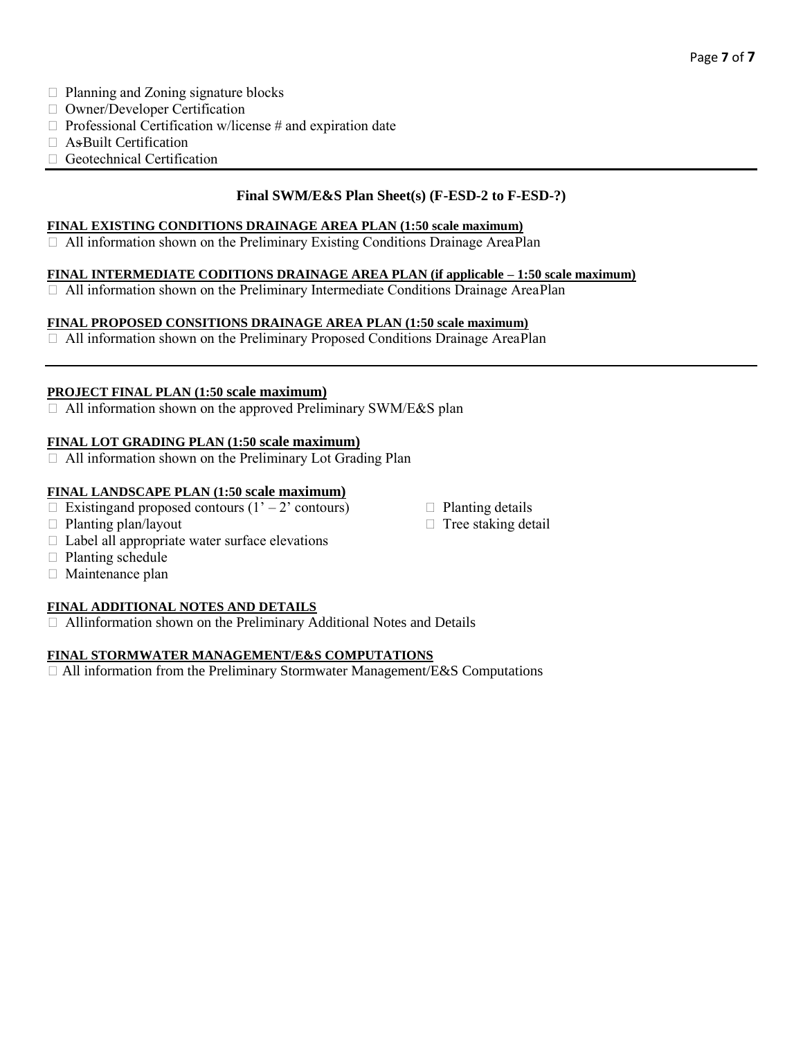- ☐ Planning and Zoning signature blocks
- ☐ Owner/Developer Certification
- ☐ Professional Certification w/license # and expiration date
- ☐ As-Built Certification
- ☐ Geotechnical Certification

---

## Final SWM/E&S Plan Sheet(s) (F-ESD-2 to F-ESD-?)

**FINAL EXISTING CONDITIONS DRAINAGE AREA PLAN (1:50 scale maximum)**

- ☐ All information shown on the Preliminary Existing Conditions Drainage AreaPlan

**FINAL INTERMEDIATE CODITIONS DRAINAGE AREA PLAN (if applicable – 1:50 scale maximum)**

- ☐ All information shown on the Preliminary Intermediate Conditions Drainage AreaPlan

**FINAL PROPOSED CONSITIONS DRAINAGE AREA PLAN (1:50 scale maximum)**

- ☐ All information shown on the Preliminary Proposed Conditions Drainage AreaPlan

---

**PROJECT FINAL PLAN (1:50 scale maximum)**

- ☐ All information shown on the approved Preliminary SWM/E&S plan

**FINAL LOT GRADING PLAN (1:50 scale maximum)**

- ☐ All information shown on the Preliminary Lot Grading Plan

**FINAL LANDSCAPE PLAN (1:50 scale maximum)**

- ☐ Existingand proposed contours (1' – 2' contours)
- ☐ Planting plan/layout
- ☐ Label all appropriate water surface elevations
- ☐ Planting schedule
- ☐ Maintenance plan
- ☐ Planting details
- ☐ Tree staking detail

**FINAL ADDITIONAL NOTES AND DETAILS**

- ☐ Allinformation shown on the Preliminary Additional Notes and Details

**FINAL STORMWATER MANAGEMENT/E&S COMPUTATIONS**

- ☐ All information from the Preliminary Stormwater Management/E&S Computations